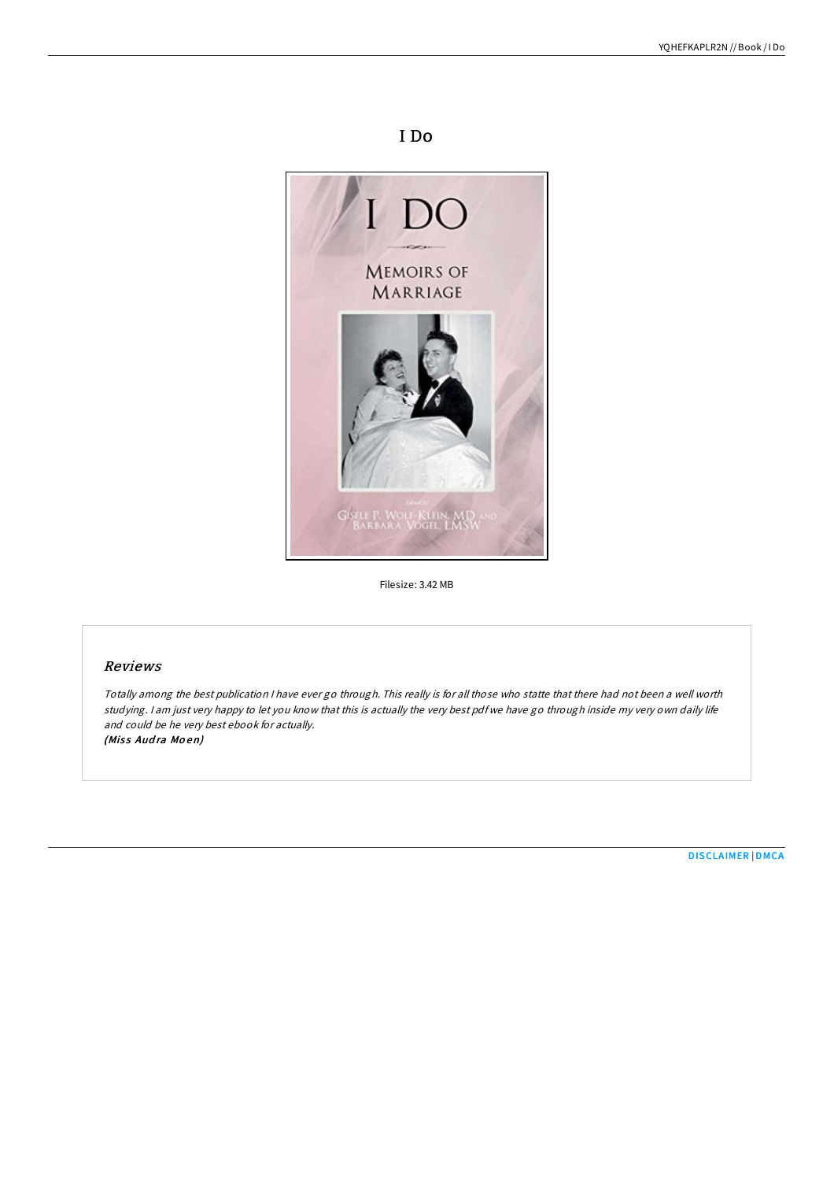# I Do

Filesize: 3.42 MB

## Reviews

*Totally among the best publication I have ever go through. This really is for all those who statte that there had not been a well worth studying. I am just very happy to let you know that this is actually the very best pdf we have go through inside my very own daily life and could be he very best ebook for actually.*
***(Miss Audra Moen)***

DISCLAIMER | DMCA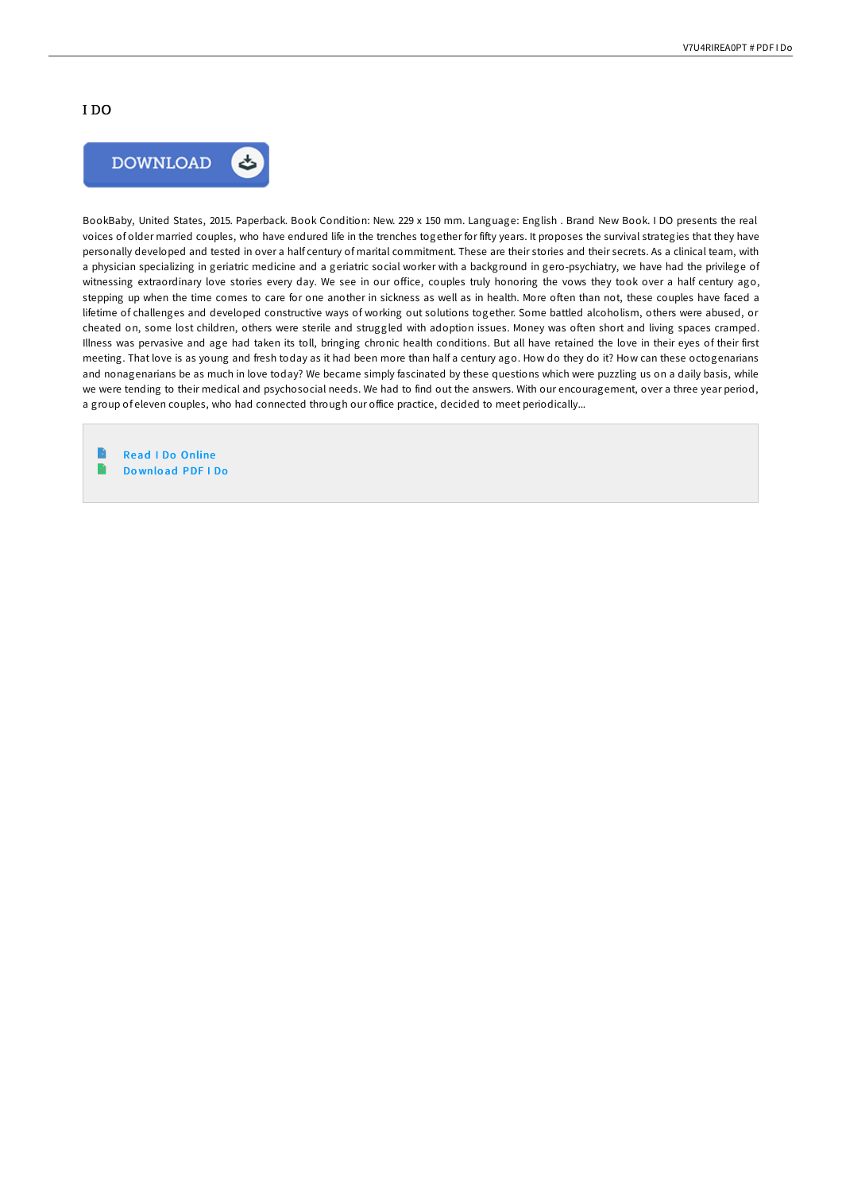# I DO

BookBaby, United States, 2015. Paperback. Book Condition: New. 229 x 150 mm. Language: English . Brand New Book. I DO presents the real voices of older married couples, who have endured life in the trenches together for fifty years. It proposes the survival strategies that they have personally developed and tested in over a half century of marital commitment. These are their stories and their secrets. As a clinical team, with a physician specializing in geriatric medicine and a geriatric social worker with a background in gero-psychiatry, we have had the privilege of witnessing extraordinary love stories every day. We see in our office, couples truly honoring the vows they took over a half century ago, stepping up when the time comes to care for one another in sickness as well as in health. More often than not, these couples have faced a lifetime of challenges and developed constructive ways of working out solutions together. Some battled alcoholism, others were abused, or cheated on, some lost children, others were sterile and struggled with adoption issues. Money was often short and living spaces cramped. Illness was pervasive and age had taken its toll, bringing chronic health conditions. But all have retained the love in their eyes of their first meeting. That love is as young and fresh today as it had been more than half a century ago. How do they do it? How can these octogenarians and nonagenarians be as much in love today? We became simply fascinated by these questions which were puzzling us on a daily basis, while we were tending to their medical and psychosocial needs. We had to find out the answers. With our encouragement, over a three year period, a group of eleven couples, who had connected through our office practice, decided to meet periodically...

- Read I Do Online
- Download PDF I Do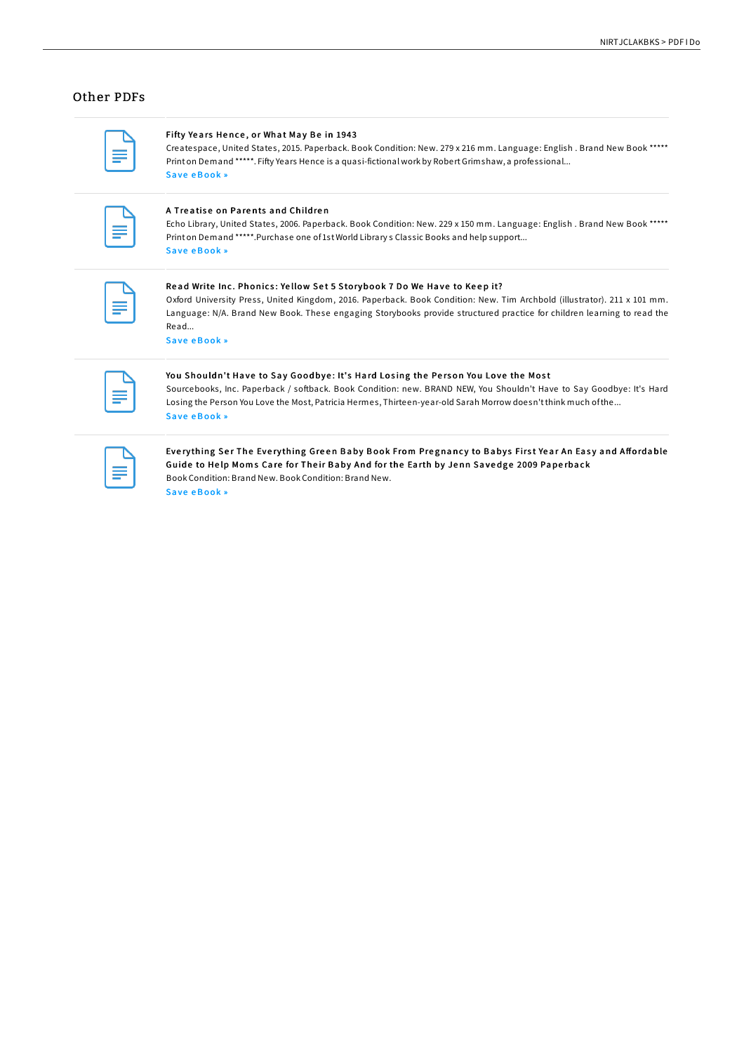## Other PDFs

### Fifty Years Hence, or What May Be in 1943

Createspace, United States, 2015. Paperback. Book Condition: New. 279 x 216 mm. Language: English . Brand New Book ***** Print on Demand *****. Fifty Years Hence is a quasi-fictional work by Robert Grimshaw, a professional...

Save eBook »

### A Treatise on Parents and Children

Echo Library, United States, 2006. Paperback. Book Condition: New. 229 x 150 mm. Language: English . Brand New Book ***** Print on Demand *****.Purchase one of 1st World Library s Classic Books and help support...

Save eBook »

### Read Write Inc. Phonics: Yellow Set 5 Storybook 7 Do We Have to Keep it?

Oxford University Press, United Kingdom, 2016. Paperback. Book Condition: New. Tim Archbold (illustrator). 211 x 101 mm. Language: N/A. Brand New Book. These engaging Storybooks provide structured practice for children learning to read the Read...

Save eBook »

### You Shouldn't Have to Say Goodbye: It's Hard Losing the Person You Love the Most

Sourcebooks, Inc. Paperback / softback. Book Condition: new. BRAND NEW, You Shouldn't Have to Say Goodbye: It's Hard Losing the Person You Love the Most, Patricia Hermes, Thirteen-year-old Sarah Morrow doesn't think much of the...

Save eBook »

### Everything Ser The Everything Green Baby Book From Pregnancy to Babys First Year An Easy and Affordable Guide to Help Moms Care for Their Baby And for the Earth by Jenn Savedge 2009 Paperback

Book Condition: Brand New. Book Condition: Brand New.

Save eBook »